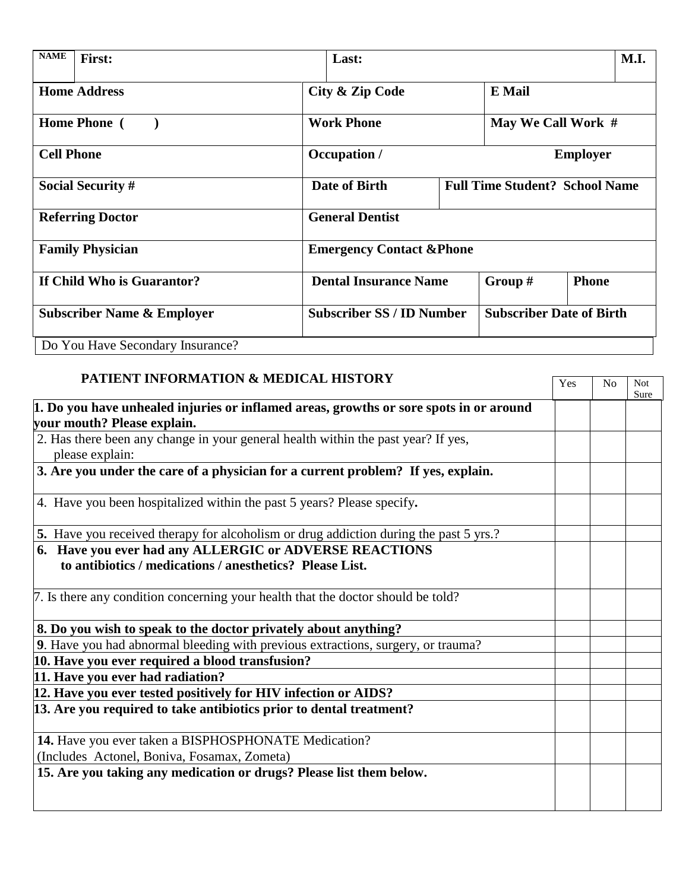| NAME | First: | Last: | | M.I. |
|---|---|---|---|---|
| **Home Address** | | **City & Zip Code** | **E Mail** | |
| **Home Phone (       )** | | **Work Phone** | **May We Call Work #** | |
| **Cell Phone** | | **Occupation /** | **Employer** | |
| **Social Security #** | | **Date of Birth** | **Full Time Student? School Name** | |
| **Referring Doctor** | | **General Dentist** | | |
| **Family Physician** | | **Emergency Contact &Phone** | | |
| **If Child Who is Guarantor?** | | **Dental Insurance Name** | **Group #** | **Phone** |
| **Subscriber Name & Employer** | | **Subscriber SS / ID Number** | **Subscriber Date of Birth** | |

Do You Have Secondary Insurance?

## PATIENT INFORMATION & MEDICAL HISTORY

| | Yes | No | Not Sure |
|---|---|---|---|
| **1. Do you have unhealed injuries or inflamed areas, growths or sore spots in or around your mouth? Please explain.** | | | |
| 2. Has there been any change in your general health within the past year? If yes, please explain: | | | |
| **3. Are you under the care of a physician for a current problem? If yes, explain.** | | | |
| 4. Have you been hospitalized within the past 5 years? Please specify**.** | | | |
| **5.** Have you received therapy for alcoholism or drug addiction during the past 5 yrs.? | | | |
| **6. Have you ever had any ALLERGIC or ADVERSE REACTIONS to antibiotics / medications / anesthetics? Please List.** | | | |
| 7. Is there any condition concerning your health that the doctor should be told? | | | |
| **8. Do you wish to speak to the doctor privately about anything?** | | | |
| **9**. Have you had abnormal bleeding with previous extractions, surgery, or trauma? | | | |
| **10. Have you ever required a blood transfusion?** | | | |
| **11. Have you ever had radiation?** | | | |
| **12. Have you ever tested positively for HIV infection or AIDS?** | | | |
| **13. Are you required to take antibiotics prior to dental treatment?** | | | |
| **14.** Have you ever taken a BISPHOSPHONATE Medication? (Includes Actonel, Boniva, Fosamax, Zometa) | | | |
| **15. Are you taking any medication or drugs? Please list them below.** | | | |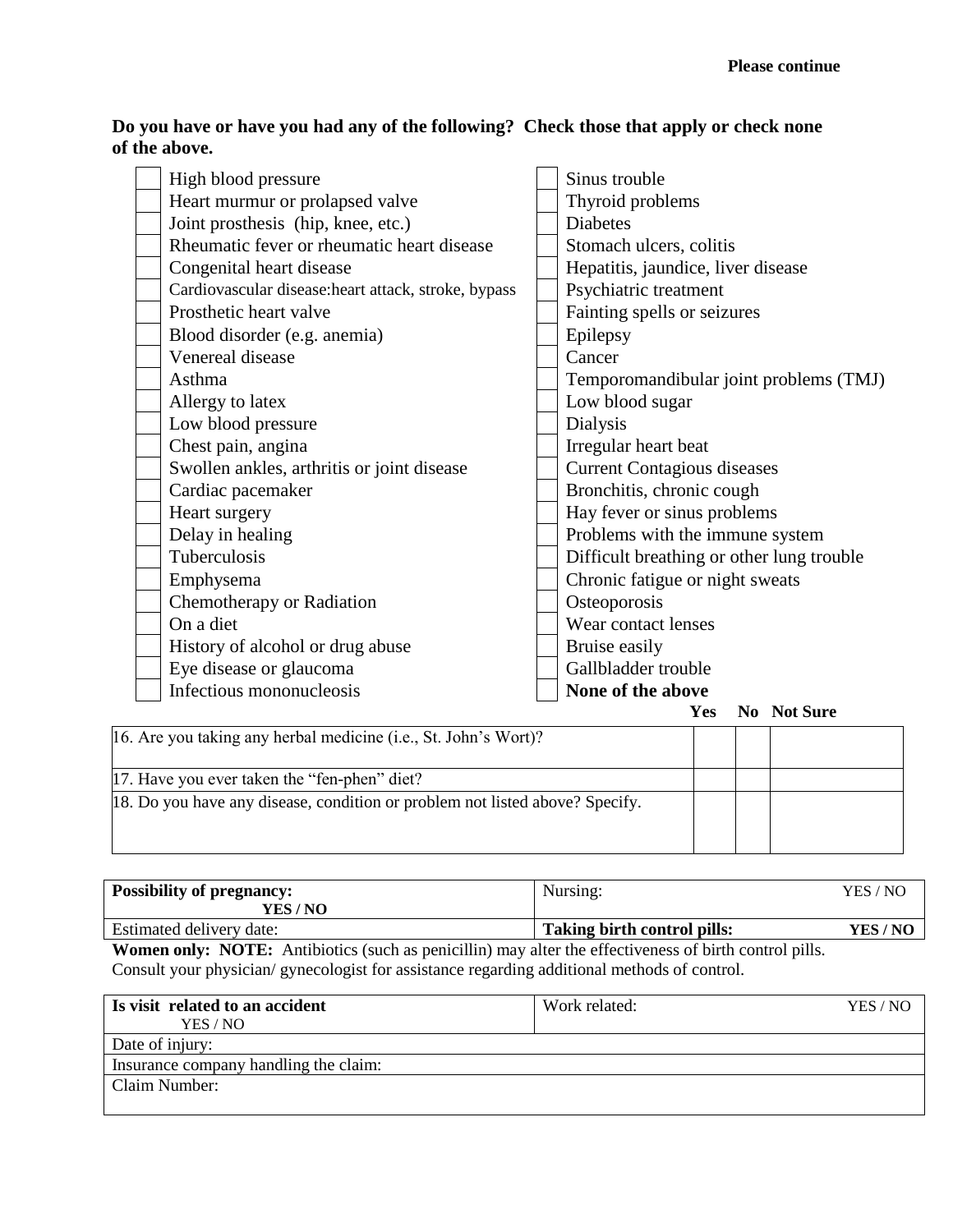**Please continue**

**Do you have or have you had any of the following? Check those that apply or check none of the above.**

| | | | |
|---|---|---|---|
| | High blood pressure | | Sinus trouble |
| | Heart murmur or prolapsed valve | | Thyroid problems |
| | Joint prosthesis (hip, knee, etc.) | | Diabetes |
| | Rheumatic fever or rheumatic heart disease | | Stomach ulcers, colitis |
| | Congenital heart disease | | Hepatitis, jaundice, liver disease |
| | Cardiovascular disease:heart attack, stroke, bypass | | Psychiatric treatment |
| | Prosthetic heart valve | | Fainting spells or seizures |
| | Blood disorder (e.g. anemia) | | Epilepsy |
| | Venereal disease | | Cancer |
| | Asthma | | Temporomandibular joint problems (TMJ) |
| | Allergy to latex | | Low blood sugar |
| | Low blood pressure | | Dialysis |
| | Chest pain, angina | | Irregular heart beat |
| | Swollen ankles, arthritis or joint disease | | Current Contagious diseases |
| | Cardiac pacemaker | | Bronchitis, chronic cough |
| | Heart surgery | | Hay fever or sinus problems |
| | Delay in healing | | Problems with the immune system |
| | Tuberculosis | | Difficult breathing or other lung trouble |
| | Emphysema | | Chronic fatigue or night sweats |
| | Chemotherapy or Radiation | | Osteoporosis |
| | On a diet | | Wear contact lenses |
| | History of alcohol or drug abuse | | Bruise easily |
| | Eye disease or glaucoma | | Gallbladder trouble |
| | Infectious mononucleosis | | **None of the above** |

| | **Yes** | **No** | **Not Sure** |
|---|---|---|---|
| 16. Are you taking any herbal medicine (i.e., St. John's Wort)? | | | |
| 17. Have you ever taken the "fen-phen" diet? | | | |
| 18. Do you have any disease, condition or problem not listed above? Specify. | | | |

| | |
|---|---|
| **Possibility of pregnancy:** **YES / NO** | Nursing: YES / NO |
| Estimated delivery date: | **Taking birth control pills: YES / NO** |

**Women only: NOTE:** Antibiotics (such as penicillin) may alter the effectiveness of birth control pills. Consult your physician/ gynecologist for assistance regarding additional methods of control.

| | |
|---|---|
| **Is visit related to an accident** YES / NO | Work related: YES / NO |
| Date of injury: | |
| Insurance company handling the claim: | |
| Claim Number: | |